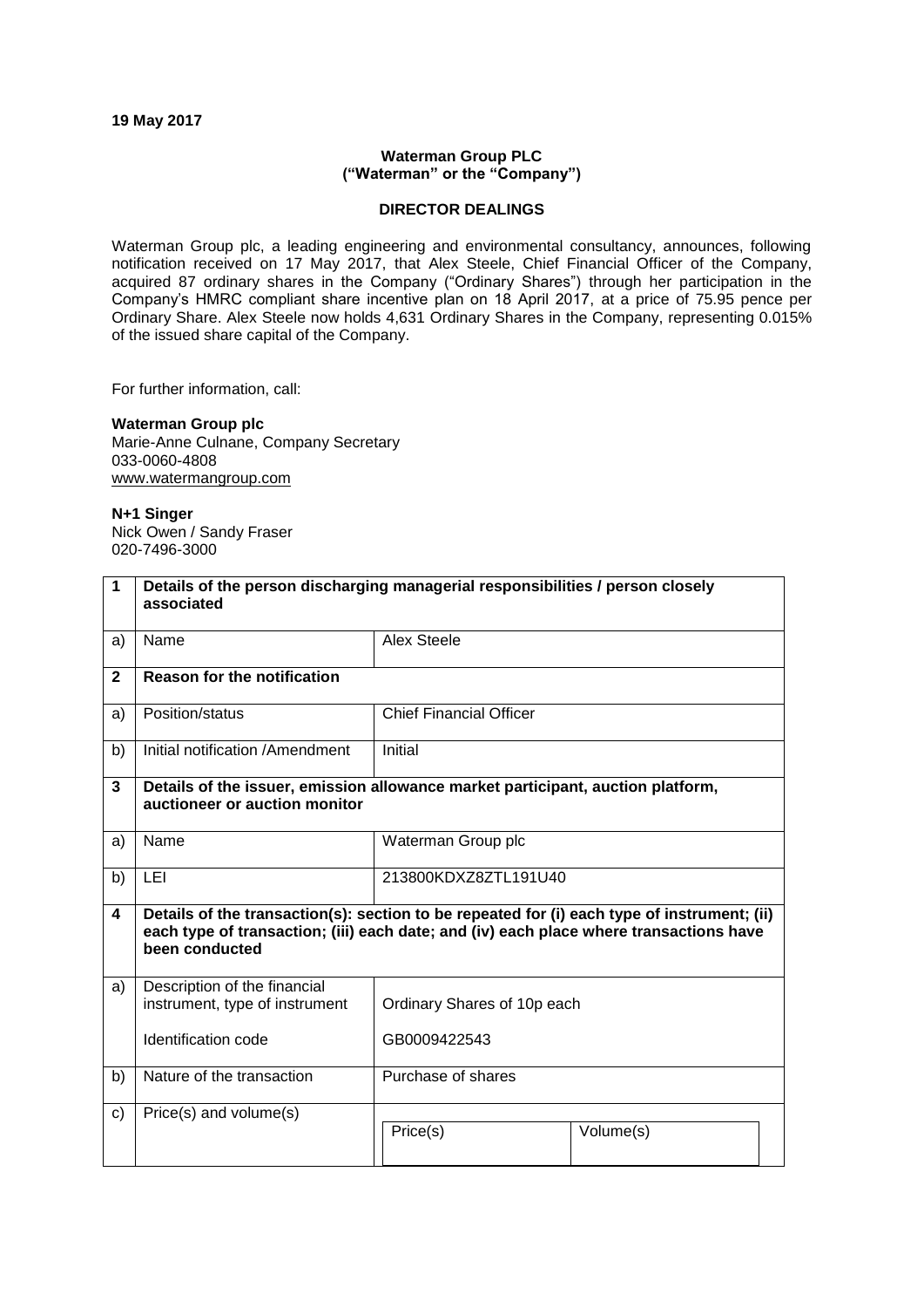**19 May 2017**

**Waterman Group PLC**
**("Waterman" or the "Company")**

**DIRECTOR DEALINGS**

Waterman Group plc, a leading engineering and environmental consultancy, announces, following notification received on 17 May 2017, that Alex Steele, Chief Financial Officer of the Company, acquired 87 ordinary shares in the Company ("Ordinary Shares") through her participation in the Company's HMRC compliant share incentive plan on 18 April 2017, at a price of 75.95 pence per Ordinary Share. Alex Steele now holds 4,631 Ordinary Shares in the Company, representing 0.015% of the issued share capital of the Company.

For further information, call:

**Waterman Group plc**
Marie-Anne Culnane, Company Secretary
033-0060-4808
www.watermangroup.com

**N+1 Singer**
Nick Owen / Sandy Fraser
020-7496-3000

| | | |
|---|---|---|
| **1** | **Details of the person discharging managerial responsibilities / person closely associated** | |
| a) | Name | Alex Steele |
| **2** | **Reason for the notification** | |
| a) | Position/status | Chief Financial Officer |
| b) | Initial notification /Amendment | Initial |
| **3** | **Details of the issuer, emission allowance market participant, auction platform, auctioneer or auction monitor** | |
| a) | Name | Waterman Group plc |
| b) | LEI | 213800KDXZ8ZTL191U40 |
| **4** | **Details of the transaction(s): section to be repeated for (i) each type of instrument; (ii) each type of transaction; (iii) each date; and (iv) each place where transactions have been conducted** | |
| a) | Description of the financial instrument, type of instrument<br><br>Identification code | Ordinary Shares of 10p each<br><br>GB0009422543 |
| b) | Nature of the transaction | Purchase of shares |
| c) | Price(s) and volume(s) | Price(s) / Volume(s) |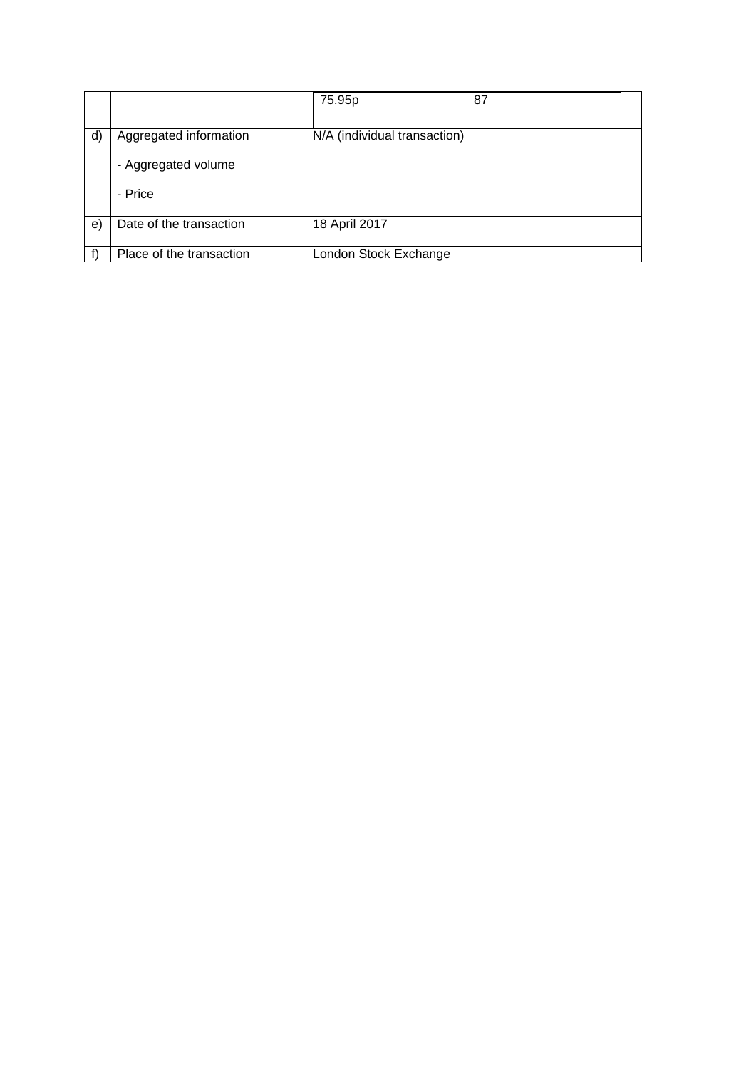| | | | |
|---|---|---|---|
| | | 75.95p | 87 |
| d) | Aggregated information<br><br>- Aggregated volume<br><br>- Price | N/A (individual transaction) | |
| e) | Date of the transaction | 18 April 2017 | |
| f) | Place of the transaction | London Stock Exchange | |